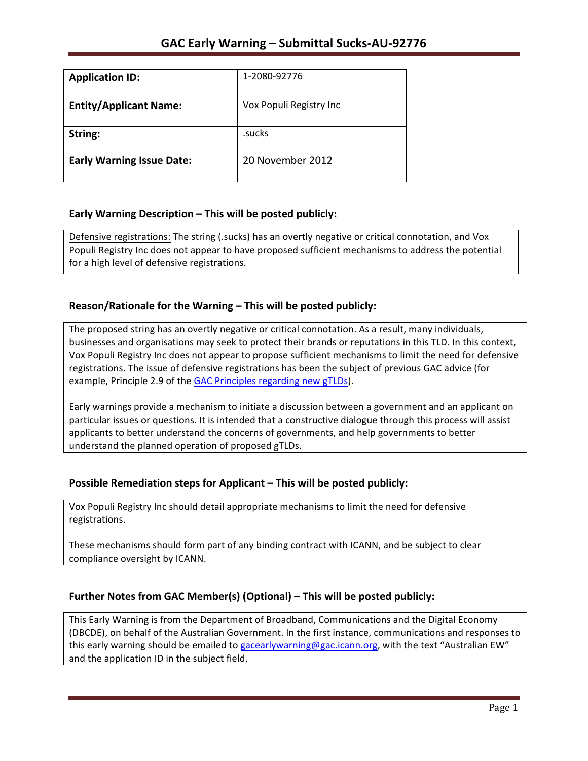# GAC Early Warning – Submittal Sucks-AU-92776

| Application ID: | 1-2080-92776 |
| --- | --- |
| **Entity/Applicant Name:** | Vox Populi Registry Inc |
| **String:** | .sucks |
| **Early Warning Issue Date:** | 20 November 2012 |

## Early Warning Description – This will be posted publicly:

Defensive registrations: The string (.sucks) has an overtly negative or critical connotation, and Vox Populi Registry Inc does not appear to have proposed sufficient mechanisms to address the potential for a high level of defensive registrations.

## Reason/Rationale for the Warning – This will be posted publicly:

The proposed string has an overtly negative or critical connotation. As a result, many individuals, businesses and organisations may seek to protect their brands or reputations in this TLD. In this context, Vox Populi Registry Inc does not appear to propose sufficient mechanisms to limit the need for defensive registrations. The issue of defensive registrations has been the subject of previous GAC advice (for example, Principle 2.9 of the GAC Principles regarding new gTLDs).

Early warnings provide a mechanism to initiate a discussion between a government and an applicant on particular issues or questions. It is intended that a constructive dialogue through this process will assist applicants to better understand the concerns of governments, and help governments to better understand the planned operation of proposed gTLDs.

## Possible Remediation steps for Applicant – This will be posted publicly:

Vox Populi Registry Inc should detail appropriate mechanisms to limit the need for defensive registrations.

These mechanisms should form part of any binding contract with ICANN, and be subject to clear compliance oversight by ICANN.

## Further Notes from GAC Member(s) (Optional) – This will be posted publicly:

This Early Warning is from the Department of Broadband, Communications and the Digital Economy (DBCDE), on behalf of the Australian Government. In the first instance, communications and responses to this early warning should be emailed to gacearlywarning@gac.icann.org, with the text "Australian EW" and the application ID in the subject field.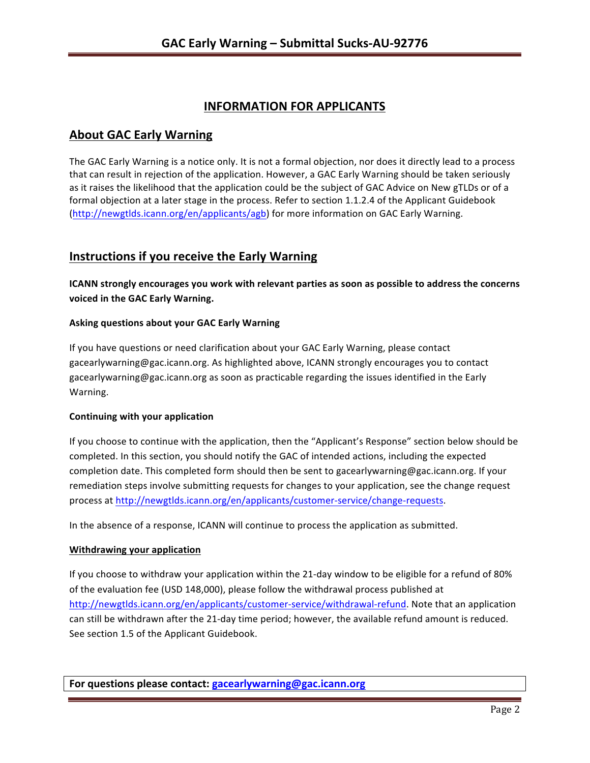## INFORMATION FOR APPLICANTS

## About GAC Early Warning

The GAC Early Warning is a notice only. It is not a formal objection, nor does it directly lead to a process that can result in rejection of the application. However, a GAC Early Warning should be taken seriously as it raises the likelihood that the application could be the subject of GAC Advice on New gTLDs or of a formal objection at a later stage in the process. Refer to section 1.1.2.4 of the Applicant Guidebook (http://newgtlds.icann.org/en/applicants/agb) for more information on GAC Early Warning.

## Instructions if you receive the Early Warning

**ICANN strongly encourages you work with relevant parties as soon as possible to address the concerns voiced in the GAC Early Warning.**

#### Asking questions about your GAC Early Warning

If you have questions or need clarification about your GAC Early Warning, please contact gacearlywarning@gac.icann.org. As highlighted above, ICANN strongly encourages you to contact gacearlywarning@gac.icann.org as soon as practicable regarding the issues identified in the Early Warning.

#### Continuing with your application

If you choose to continue with the application, then the "Applicant's Response" section below should be completed. In this section, you should notify the GAC of intended actions, including the expected completion date. This completed form should then be sent to gacearlywarning@gac.icann.org. If your remediation steps involve submitting requests for changes to your application, see the change request process at http://newgtlds.icann.org/en/applicants/customer-service/change-requests.

In the absence of a response, ICANN will continue to process the application as submitted.

#### Withdrawing your application

If you choose to withdraw your application within the 21-day window to be eligible for a refund of 80% of the evaluation fee (USD 148,000), please follow the withdrawal process published at http://newgtlds.icann.org/en/applicants/customer-service/withdrawal-refund. Note that an application can still be withdrawn after the 21-day time period; however, the available refund amount is reduced. See section 1.5 of the Applicant Guidebook.

**For questions please contact: gacearlywarning@gac.icann.org**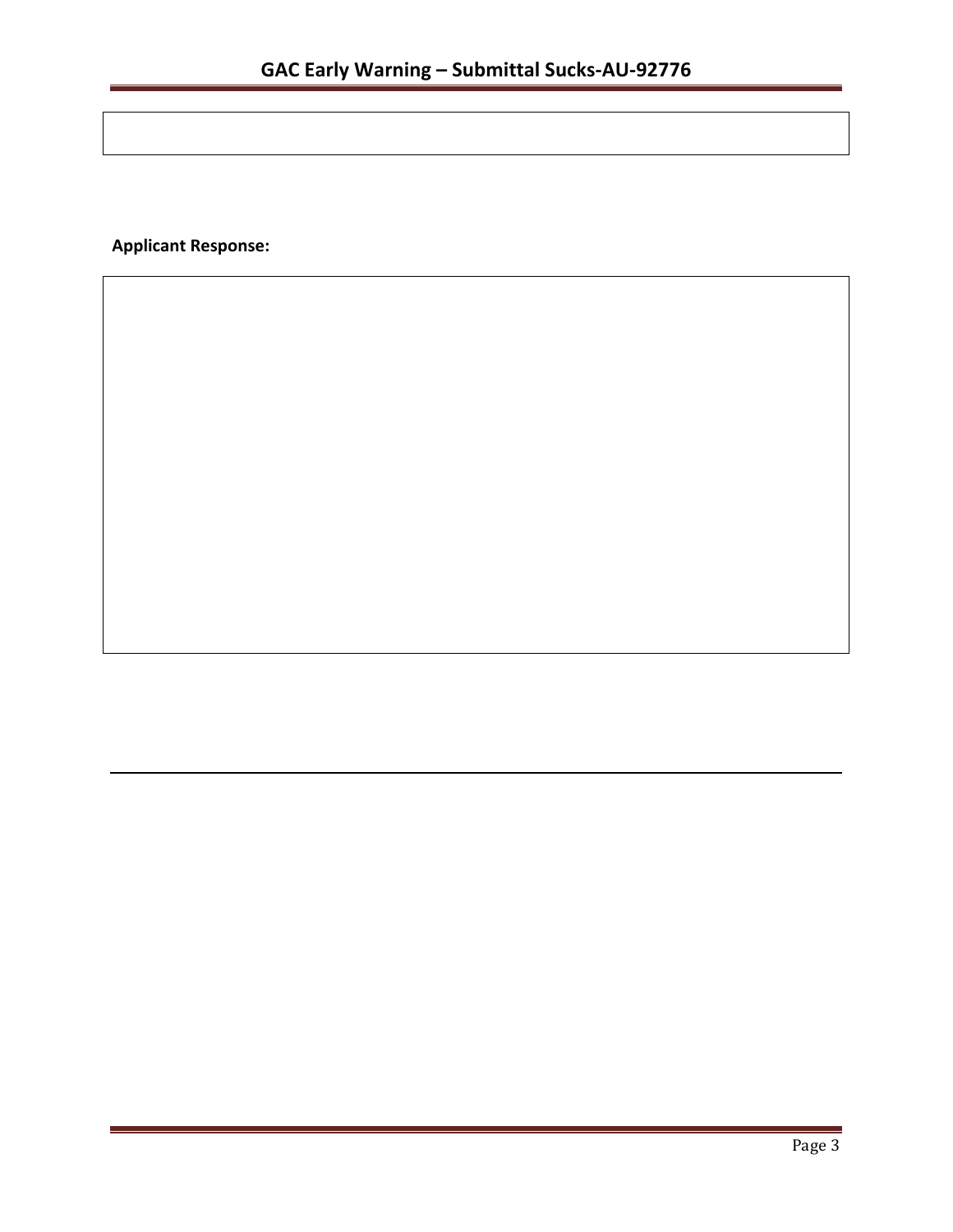**Applicant Response:**